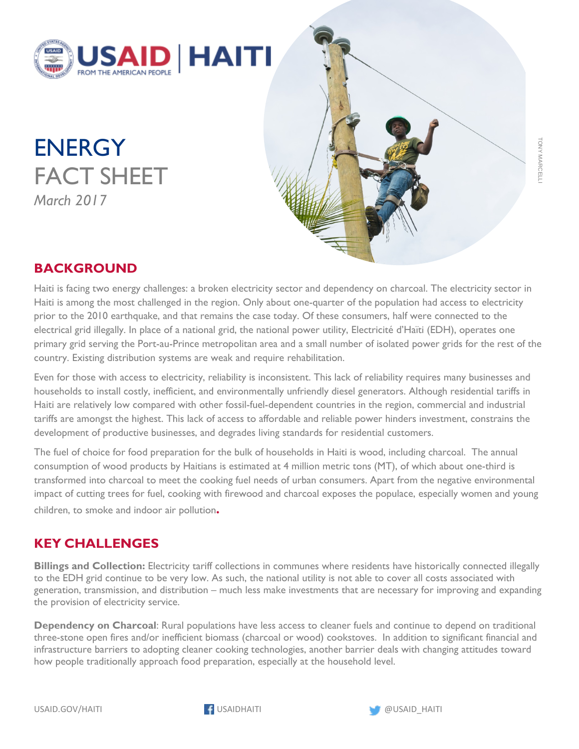# ENERGY FACT SHEET

*March 2017*

## BACKGROUND

Haiti is facing two energy challenges: a broken electricity sector and dependency on charcoal. The electricity sector in Haiti is among the most challenged in the region. Only about one-quarter of the population had access to electricity prior to the 2010 earthquake, and that remains the case today. Of these consumers, half were connected to the electrical grid illegally. In place of a national grid, the national power utility, Electricité d'Haïti (EDH), operates one primary grid serving the Port-au-Prince metropolitan area and a small number of isolated power grids for the rest of the country. Existing distribution systems are weak and require rehabilitation.

Even for those with access to electricity, reliability is inconsistent. This lack of reliability requires many businesses and households to install costly, inefficient, and environmentally unfriendly diesel generators. Although residential tariffs in Haiti are relatively low compared with other fossil-fuel-dependent countries in the region, commercial and industrial tariffs are amongst the highest. This lack of access to affordable and reliable power hinders investment, constrains the development of productive businesses, and degrades living standards for residential customers.

The fuel of choice for food preparation for the bulk of households in Haiti is wood, including charcoal. The annual consumption of wood products by Haitians is estimated at 4 million metric tons (MT), of which about one-third is transformed into charcoal to meet the cooking fuel needs of urban consumers. Apart from the negative environmental impact of cutting trees for fuel, cooking with firewood and charcoal exposes the populace, especially women and young children, to smoke and indoor air pollution.

## KEY CHALLENGES

**Billings and Collection:** Electricity tariff collections in communes where residents have historically connected illegally to the EDH grid continue to be very low. As such, the national utility is not able to cover all costs associated with generation, transmission, and distribution – much less make investments that are necessary for improving and expanding the provision of electricity service.

**Dependency on Charcoal**: Rural populations have less access to cleaner fuels and continue to depend on traditional three-stone open fires and/or inefficient biomass (charcoal or wood) cookstoves. In addition to significant financial and infrastructure barriers to adopting cleaner cooking technologies, another barrier deals with changing attitudes toward how people traditionally approach food preparation, especially at the household level.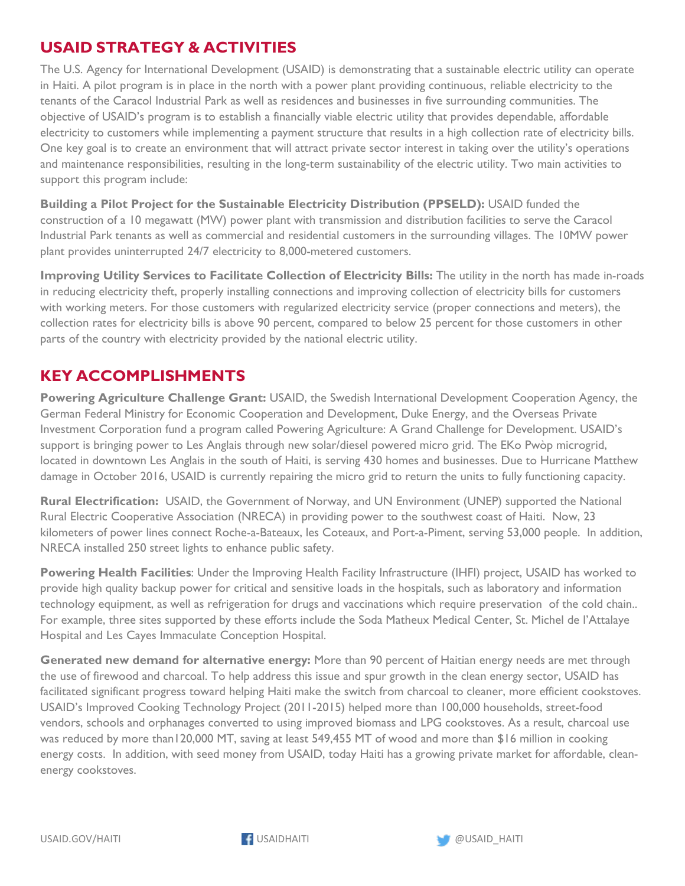## USAID STRATEGY & ACTIVITIES

The U.S. Agency for International Development (USAID) is demonstrating that a sustainable electric utility can operate in Haiti. A pilot program is in place in the north with a power plant providing continuous, reliable electricity to the tenants of the Caracol Industrial Park as well as residences and businesses in five surrounding communities. The objective of USAID's program is to establish a financially viable electric utility that provides dependable, affordable electricity to customers while implementing a payment structure that results in a high collection rate of electricity bills. One key goal is to create an environment that will attract private sector interest in taking over the utility's operations and maintenance responsibilities, resulting in the long-term sustainability of the electric utility. Two main activities to support this program include:

**Building a Pilot Project for the Sustainable Electricity Distribution (PPSELD):** USAID funded the construction of a 10 megawatt (MW) power plant with transmission and distribution facilities to serve the Caracol Industrial Park tenants as well as commercial and residential customers in the surrounding villages. The 10MW power plant provides uninterrupted 24/7 electricity to 8,000-metered customers.

**Improving Utility Services to Facilitate Collection of Electricity Bills:** The utility in the north has made in-roads in reducing electricity theft, properly installing connections and improving collection of electricity bills for customers with working meters. For those customers with regularized electricity service (proper connections and meters), the collection rates for electricity bills is above 90 percent, compared to below 25 percent for those customers in other parts of the country with electricity provided by the national electric utility.

## KEY ACCOMPLISHMENTS

**Powering Agriculture Challenge Grant:** USAID, the Swedish International Development Cooperation Agency, the German Federal Ministry for Economic Cooperation and Development, Duke Energy, and the Overseas Private Investment Corporation fund a program called Powering Agriculture: A Grand Challenge for Development. USAID's support is bringing power to Les Anglais through new solar/diesel powered micro grid. The EKo Pwòp microgrid, located in downtown Les Anglais in the south of Haiti, is serving 430 homes and businesses. Due to Hurricane Matthew damage in October 2016, USAID is currently repairing the micro grid to return the units to fully functioning capacity.

**Rural Electrification:** USAID, the Government of Norway, and UN Environment (UNEP) supported the National Rural Electric Cooperative Association (NRECA) in providing power to the southwest coast of Haiti. Now, 23 kilometers of power lines connect Roche-a-Bateaux, les Coteaux, and Port-a-Piment, serving 53,000 people. In addition, NRECA installed 250 street lights to enhance public safety.

**Powering Health Facilities**: Under the Improving Health Facility Infrastructure (IHFI) project, USAID has worked to provide high quality backup power for critical and sensitive loads in the hospitals, such as laboratory and information technology equipment, as well as refrigeration for drugs and vaccinations which require preservation of the cold chain.. For example, three sites supported by these efforts include the Soda Matheux Medical Center, St. Michel de l'Attalaye Hospital and Les Cayes Immaculate Conception Hospital.

**Generated new demand for alternative energy:** More than 90 percent of Haitian energy needs are met through the use of firewood and charcoal. To help address this issue and spur growth in the clean energy sector, USAID has facilitated significant progress toward helping Haiti make the switch from charcoal to cleaner, more efficient cookstoves. USAID's Improved Cooking Technology Project (2011-2015) helped more than 100,000 households, street-food vendors, schools and orphanages converted to using improved biomass and LPG cookstoves. As a result, charcoal use was reduced by more than120,000 MT, saving at least 549,455 MT of wood and more than $16 million in cooking energy costs. In addition, with seed money from USAID, today Haiti has a growing private market for affordable, clean-energy cookstoves.

USAID.GOV/HAITI USAIDHAITI @USAID_HAITI